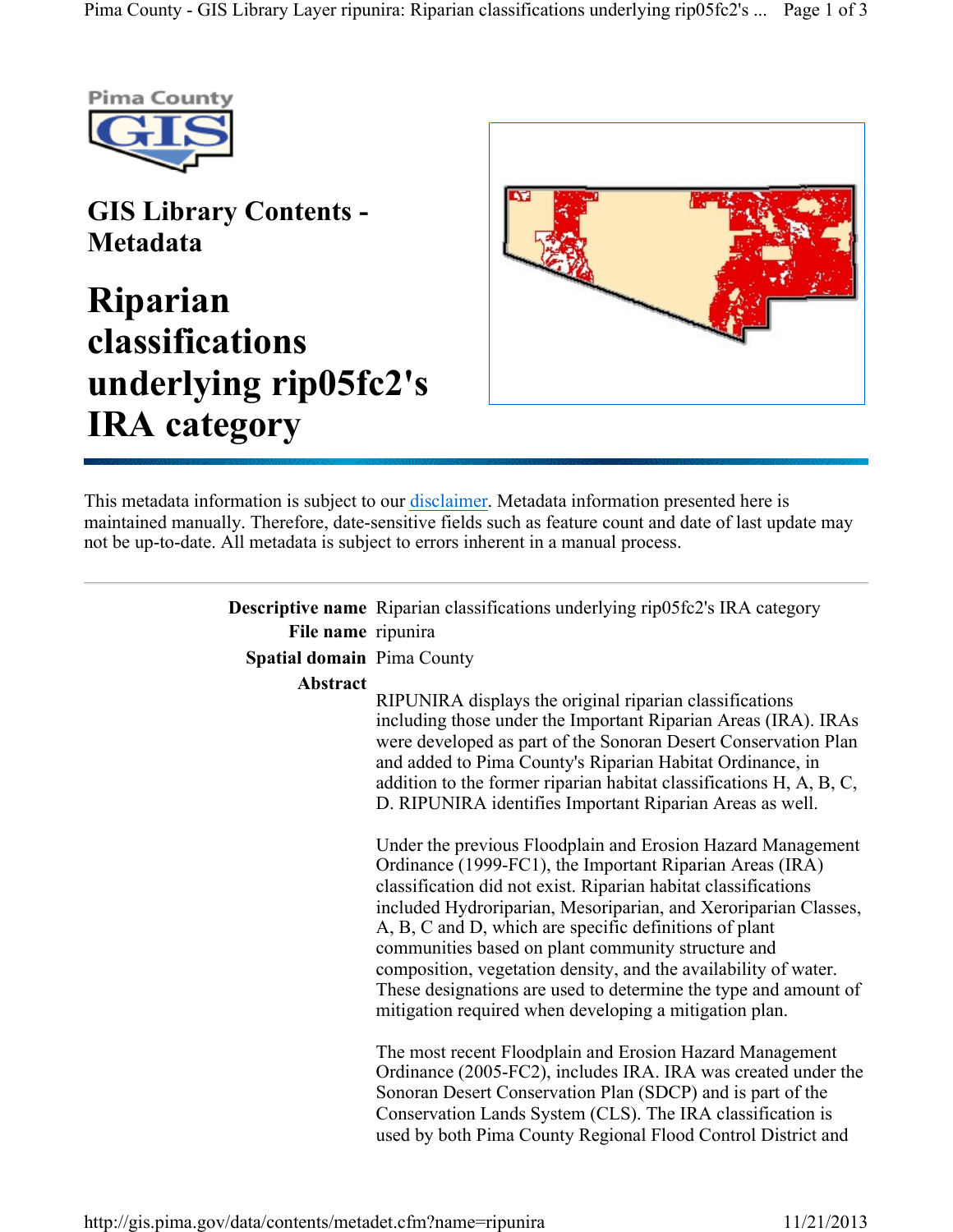# GIS Library Contents - Metadata

# Riparian classifications underlying rip05fc2's IRA category

This metadata information is subject to our disclaimer. Metadata information presented here is maintained manually. Therefore, date-sensitive fields such as feature count and date of last update may not be up-to-date. All metadata is subject to errors inherent in a manual process.

---

**Descriptive name** Riparian classifications underlying rip05fc2's IRA category

**File name** ripunira

**Spatial domain** Pima County

**Abstract**

RIPUNIRA displays the original riparian classifications including those under the Important Riparian Areas (IRA). IRAs were developed as part of the Sonoran Desert Conservation Plan and added to Pima County's Riparian Habitat Ordinance, in addition to the former riparian habitat classifications H, A, B, C, D. RIPUNIRA identifies Important Riparian Areas as well.

Under the previous Floodplain and Erosion Hazard Management Ordinance (1999-FC1), the Important Riparian Areas (IRA) classification did not exist. Riparian habitat classifications included Hydroriparian, Mesoriparian, and Xeroriparian Classes, A, B, C and D, which are specific definitions of plant communities based on plant community structure and composition, vegetation density, and the availability of water. These designations are used to determine the type and amount of mitigation required when developing a mitigation plan.

The most recent Floodplain and Erosion Hazard Management Ordinance (2005-FC2), includes IRA. IRA was created under the Sonoran Desert Conservation Plan (SDCP) and is part of the Conservation Lands System (CLS). The IRA classification is used by both Pima County Regional Flood Control District and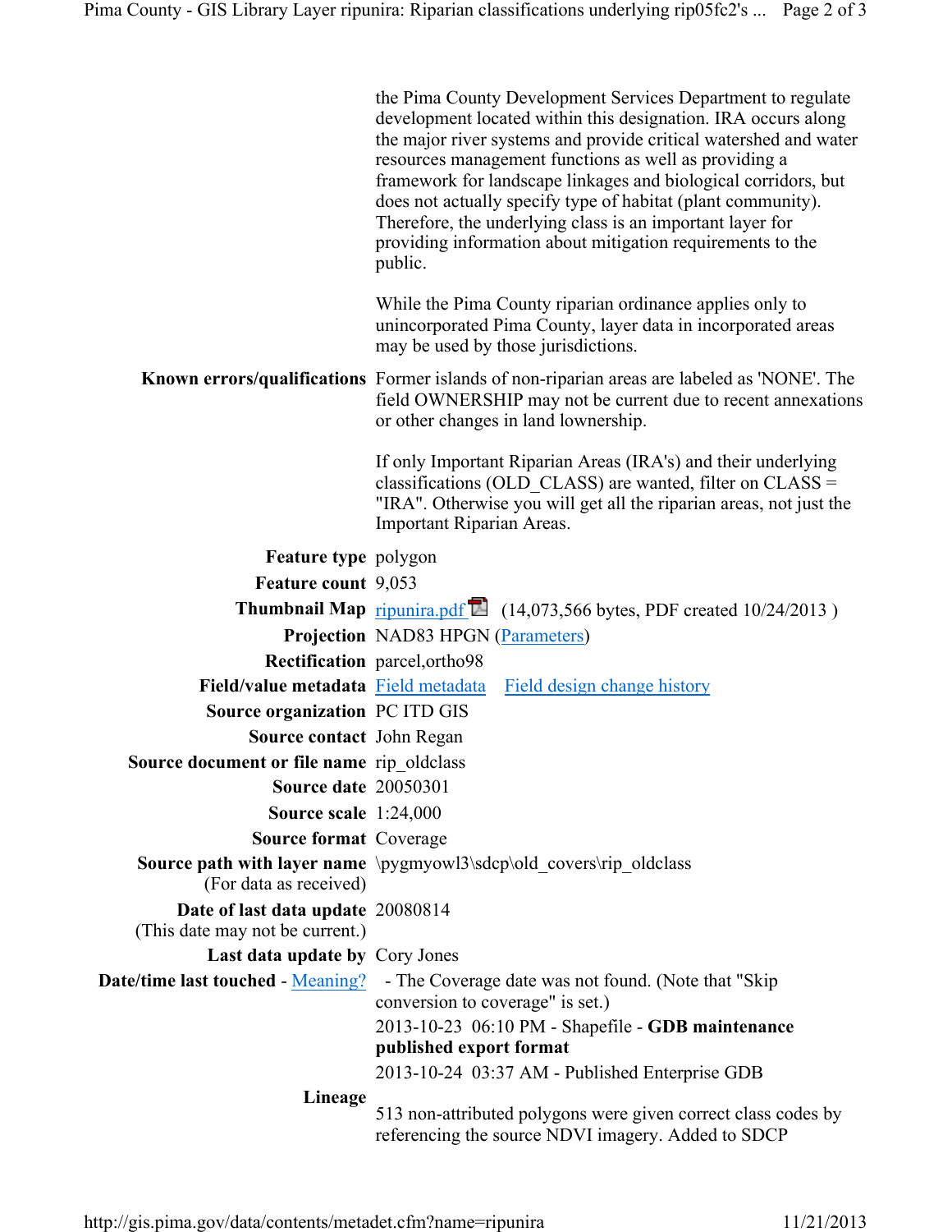the Pima County Development Services Department to regulate development located within this designation. IRA occurs along the major river systems and provide critical watershed and water resources management functions as well as providing a framework for landscape linkages and biological corridors, but does not actually specify type of habitat (plant community). Therefore, the underlying class is an important layer for providing information about mitigation requirements to the public.

While the Pima County riparian ordinance applies only to unincorporated Pima County, layer data in incorporated areas may be used by those jurisdictions.

| | |
|---|---|
| **Known errors/qualifications** | Former islands of non-riparian areas are labeled as 'NONE'. The field OWNERSHIP may not be current due to recent annexations or other changes in land lownership.<br><br>If only Important Riparian Areas (IRA's) and their underlying classifications (OLD_CLASS) are wanted, filter on CLASS = "IRA". Otherwise you will get all the riparian areas, not just the Important Riparian Areas. |
| **Feature type** | polygon |
| **Feature count** | 9,053 |
| **Thumbnail Map** | ripunira.pdf (14,073,566 bytes, PDF created 10/24/2013 ) |
| **Projection** | NAD83 HPGN (Parameters) |
| **Rectification** | parcel,ortho98 |
| **Field/value metadata** | Field metadata  Field design change history |
| **Source organization** | PC ITD GIS |
| **Source contact** | John Regan |
| **Source document or file name** | rip_oldclass |
| **Source date** | 20050301 |
| **Source scale** | 1:24,000 |
| **Source format** | Coverage |
| **Source path with layer name** (For data as received) | \pygmyowl3\sdcp\old_covers\rip_oldclass |
| **Date of last data update** (This date may not be current.) | 20080814 |
| **Last data update by** | Cory Jones |
| **Date/time last touched** - Meaning? | - The Coverage date was not found. (Note that "Skip conversion to coverage" is set.)<br>2013-10-23 06:10 PM - Shapefile - **GDB maintenance published export format**<br>2013-10-24 03:37 AM - Published Enterprise GDB |
| **Lineage** | 513 non-attributed polygons were given correct class codes by referencing the source NDVI imagery. Added to SDCP |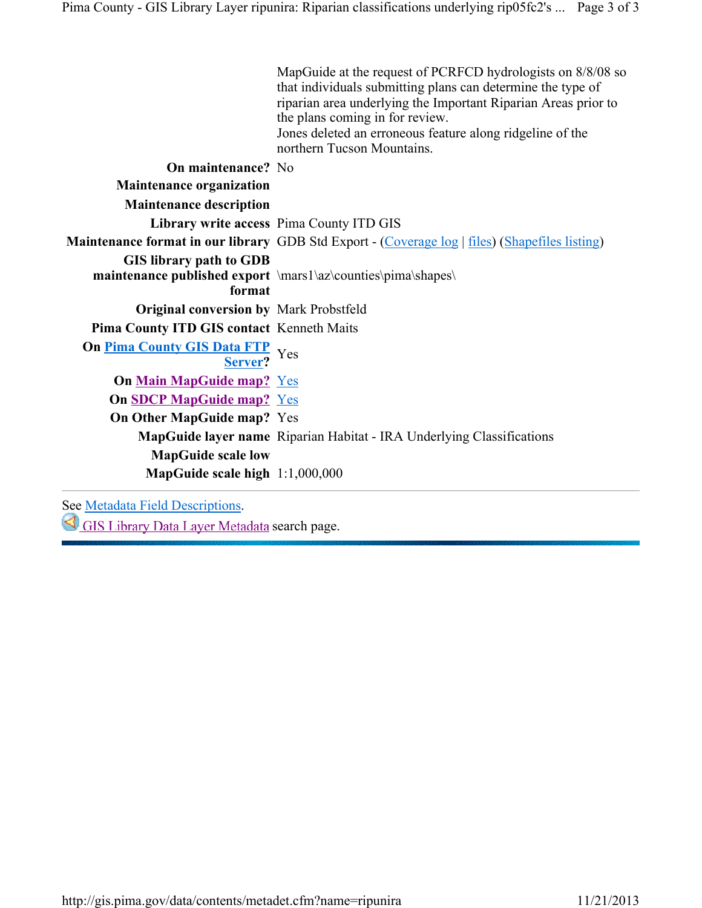| | |
|---|---|
| | MapGuide at the request of PCRFCD hydrologists on 8/8/08 so that individuals submitting plans can determine the type of riparian area underlying the Important Riparian Areas prior to the plans coming in for review. Jones deleted an erroneous feature along ridgeline of the northern Tucson Mountains. |
| **On maintenance?** | No |
| **Maintenance organization** | |
| **Maintenance description** | |
| **Library write access** | Pima County ITD GIS |
| **Maintenance format in our library** | GDB Std Export - (Coverage log \| files) (Shapefiles listing) |
| **GIS library path to GDB maintenance published export format** | \mars1\az\counties\pima\shapes\ |
| **Original conversion by** | Mark Probstfeld |
| **Pima County ITD GIS contact** | Kenneth Maits |
| **On Pima County GIS Data FTP Server?** | Yes |
| **On Main MapGuide map?** | Yes |
| **On SDCP MapGuide map?** | Yes |
| **On Other MapGuide map?** | Yes |
| **MapGuide layer name** | Riparian Habitat - IRA Underlying Classifications |
| **MapGuide scale low** | |
| **MapGuide scale high** | 1:1,000,000 |

---

See Metadata Field Descriptions.

GIS Library Data Layer Metadata search page.